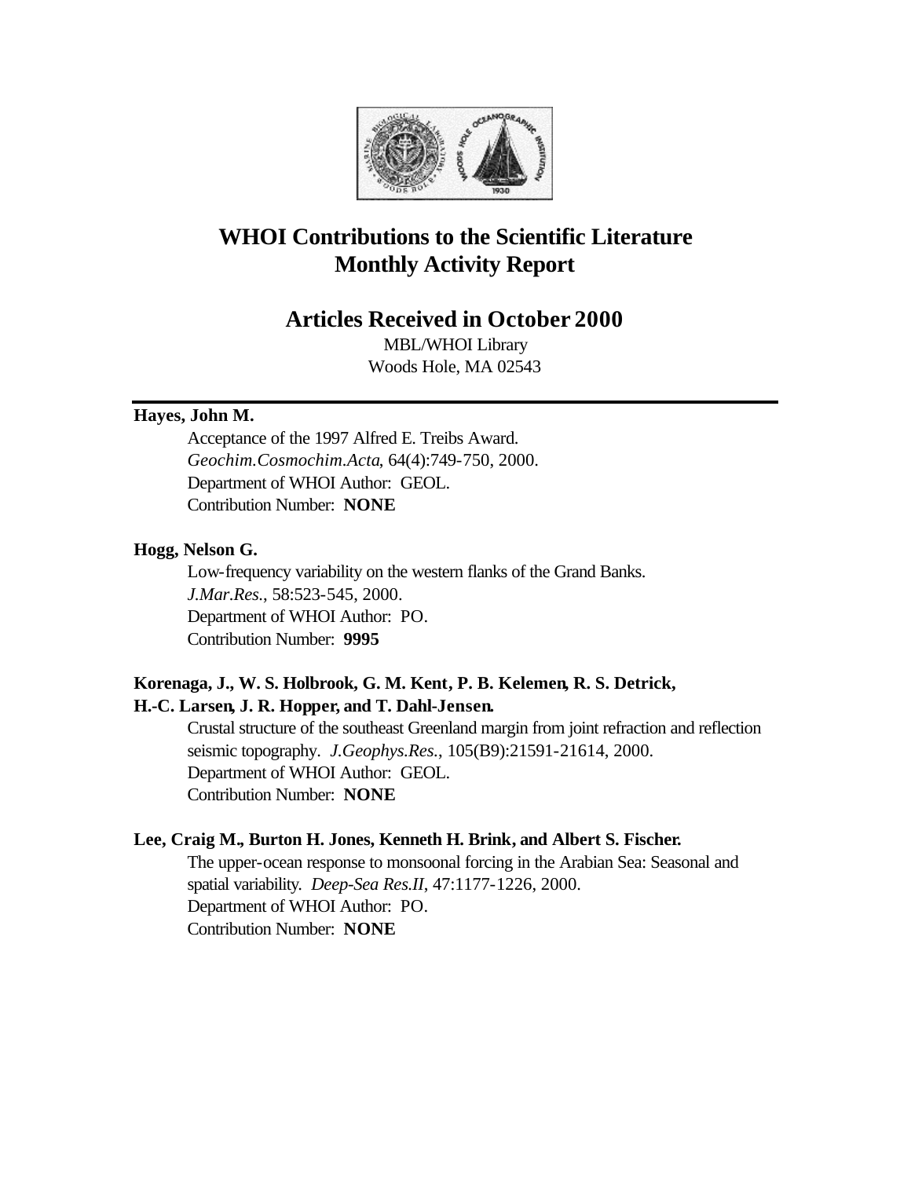# WHOI Contributions to the Scientific Literature Monthly Activity Report

## Articles Received in October 2000

MBL/WHOI Library
Woods Hole, MA 02543

---

**Hayes, John M.**

Acceptance of the 1997 Alfred E. Treibs Award.
*Geochim.Cosmochim.Acta*, 64(4):749-750, 2000.
Department of WHOI Author: GEOL.
Contribution Number: **NONE**

**Hogg, Nelson G.**

Low-frequency variability on the western flanks of the Grand Banks.
*J.Mar.Res.*, 58:523-545, 2000.
Department of WHOI Author: PO.
Contribution Number: **9995**

**Korenaga, J., W. S. Holbrook, G. M. Kent, P. B. Kelemen, R. S. Detrick, H.-C. Larsen, J. R. Hopper, and T. Dahl-Jensen.**

Crustal structure of the southeast Greenland margin from joint refraction and reflection seismic topography. *J.Geophys.Res.*, 105(B9):21591-21614, 2000.
Department of WHOI Author: GEOL.
Contribution Number: **NONE**

**Lee, Craig M., Burton H. Jones, Kenneth H. Brink, and Albert S. Fischer.**

The upper-ocean response to monsoonal forcing in the Arabian Sea: Seasonal and spatial variability. *Deep-Sea Res.II*, 47:1177-1226, 2000.
Department of WHOI Author: PO.
Contribution Number: **NONE**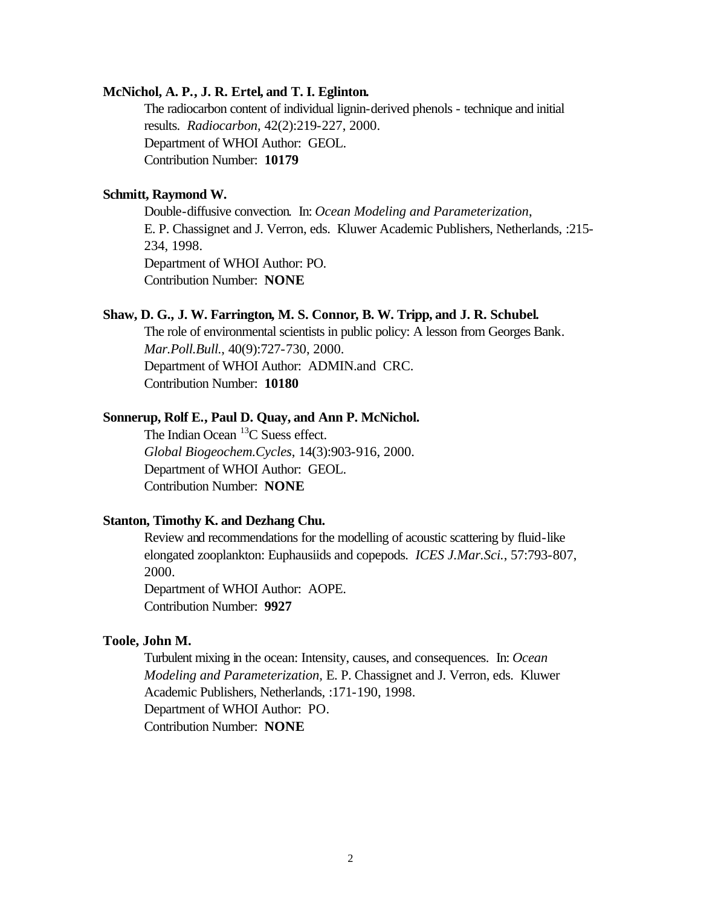**McNichol, A. P., J. R. Ertel, and T. I. Eglinton.**

The radiocarbon content of individual lignin-derived phenols - technique and initial results. *Radiocarbon*, 42(2):219-227, 2000.
Department of WHOI Author: GEOL.
Contribution Number: **10179**

**Schmitt, Raymond W.**

Double-diffusive convection. In: *Ocean Modeling and Parameterization*, E. P. Chassignet and J. Verron, eds. Kluwer Academic Publishers, Netherlands, :215-234, 1998.
Department of WHOI Author: PO.
Contribution Number: **NONE**

**Shaw, D. G., J. W. Farrington, M. S. Connor, B. W. Tripp, and J. R. Schubel.**

The role of environmental scientists in public policy: A lesson from Georges Bank. *Mar.Poll.Bull.*, 40(9):727-730, 2000.
Department of WHOI Author: ADMIN.and CRC.
Contribution Number: **10180**

**Sonnerup, Rolf E., Paul D. Quay, and Ann P. McNichol.**

The Indian Ocean $^{13}C$ Suess effect.
*Global Biogeochem.Cycles*, 14(3):903-916, 2000.
Department of WHOI Author: GEOL.
Contribution Number: **NONE**

**Stanton, Timothy K. and Dezhang Chu.**

Review and recommendations for the modelling of acoustic scattering by fluid-like elongated zooplankton: Euphausiids and copepods. *ICES J.Mar.Sci.*, 57:793-807, 2000.
Department of WHOI Author: AOPE.
Contribution Number: **9927**

**Toole, John M.**

Turbulent mixing in the ocean: Intensity, causes, and consequences. In: *Ocean Modeling and Parameterization,* E. P. Chassignet and J. Verron, eds. Kluwer Academic Publishers, Netherlands, :171-190, 1998.
Department of WHOI Author: PO.
Contribution Number: **NONE**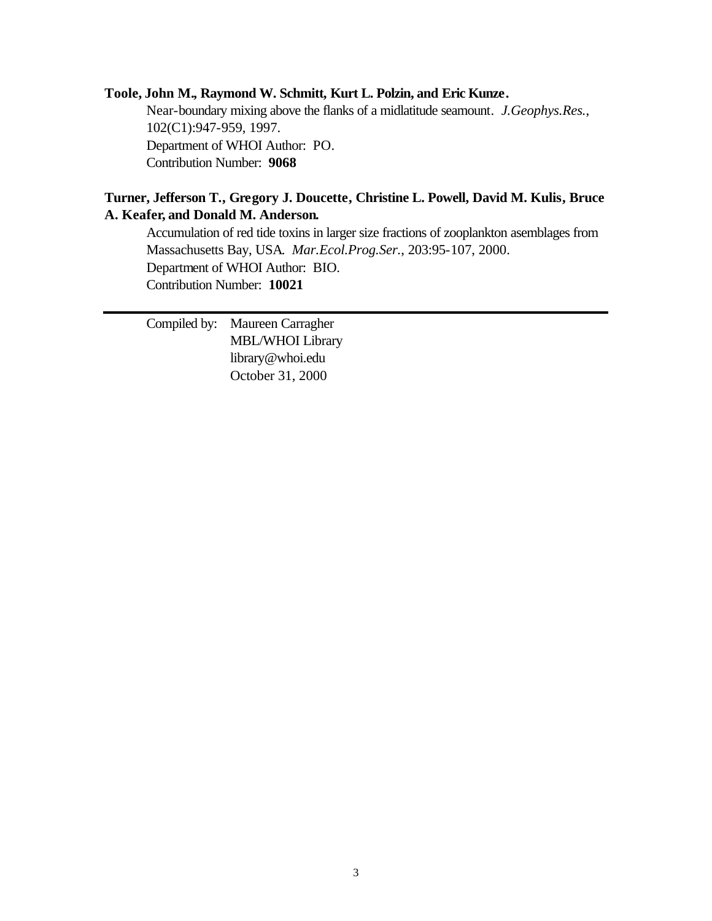**Toole, John M., Raymond W. Schmitt, Kurt L. Polzin, and Eric Kunze.**

Near-boundary mixing above the flanks of a midlatitude seamount. *J.Geophys.Res.*, 102(C1):947-959, 1997.
Department of WHOI Author: PO.
Contribution Number: **9068**

**Turner, Jefferson T., Gregory J. Doucette, Christine L. Powell, David M. Kulis, Bruce A. Keafer, and Donald M. Anderson.**

Accumulation of red tide toxins in larger size fractions of zooplankton asemblages from Massachusetts Bay, USA. *Mar.Ecol.Prog.Ser.*, 203:95-107, 2000.
Department of WHOI Author: BIO.
Contribution Number: **10021**

---

Compiled by: Maureen Carragher
MBL/WHOI Library
library@whoi.edu
October 31, 2000